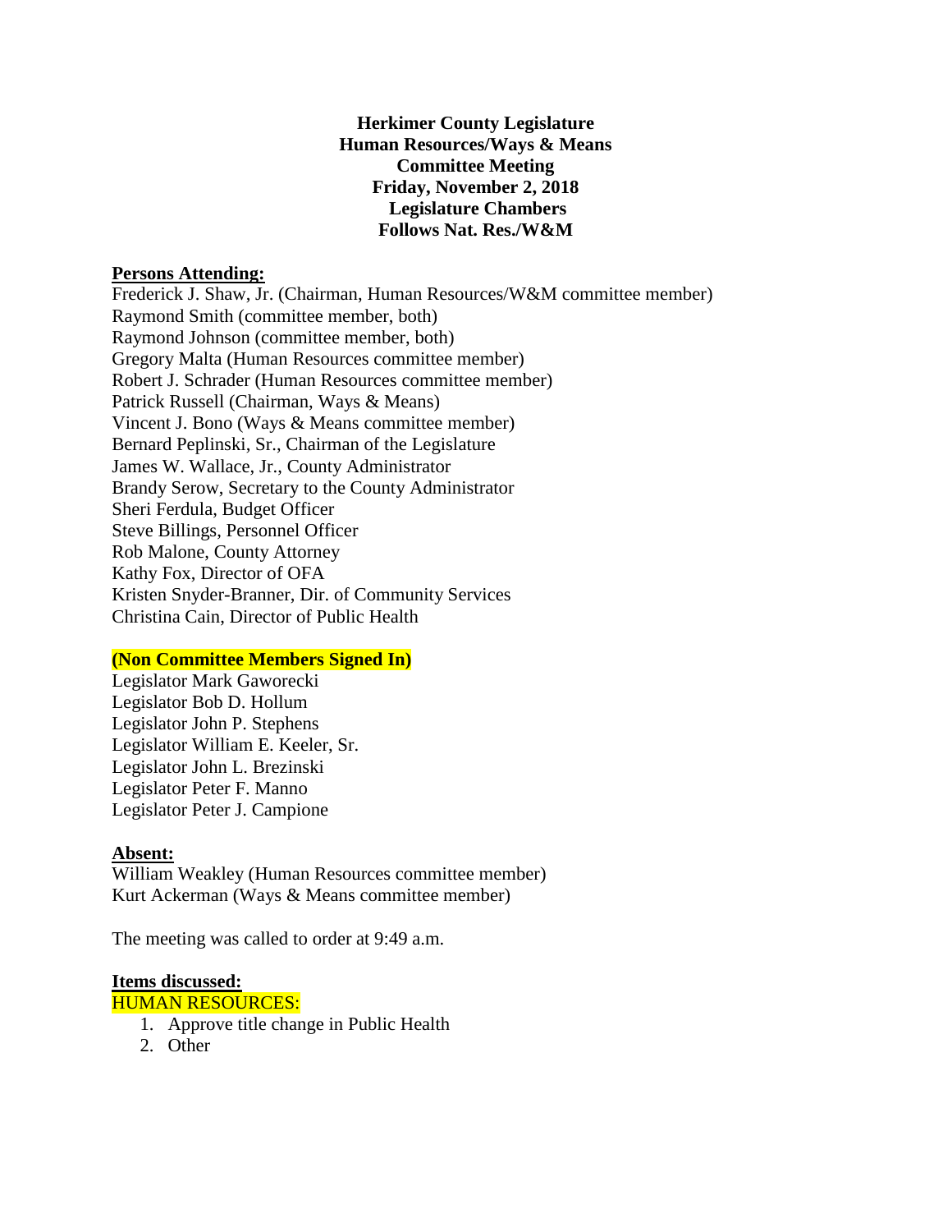**Herkimer County Legislature**
**Human Resources/Ways & Means**
**Committee Meeting**
**Friday, November 2, 2018**
**Legislature Chambers**
**Follows Nat. Res./W&M**

**Persons Attending:**

Frederick J. Shaw, Jr. (Chairman, Human Resources/W&M committee member)
Raymond Smith (committee member, both)
Raymond Johnson (committee member, both)
Gregory Malta (Human Resources committee member)
Robert J. Schrader (Human Resources committee member)
Patrick Russell (Chairman, Ways & Means)
Vincent J. Bono (Ways & Means committee member)
Bernard Peplinski, Sr., Chairman of the Legislature
James W. Wallace, Jr., County Administrator
Brandy Serow, Secretary to the County Administrator
Sheri Ferdula, Budget Officer
Steve Billings, Personnel Officer
Rob Malone, County Attorney
Kathy Fox, Director of OFA
Kristen Snyder-Branner, Dir. of Community Services
Christina Cain, Director of Public Health

**(Non Committee Members Signed In)**

Legislator Mark Gaworecki
Legislator Bob D. Hollum
Legislator John P. Stephens
Legislator William E. Keeler, Sr.
Legislator John L. Brezinski
Legislator Peter F. Manno
Legislator Peter J. Campione

**Absent:**

William Weakley (Human Resources committee member)
Kurt Ackerman (Ways & Means committee member)

The meeting was called to order at 9:49 a.m.

**Items discussed:**

HUMAN RESOURCES:

1. Approve title change in Public Health
2. Other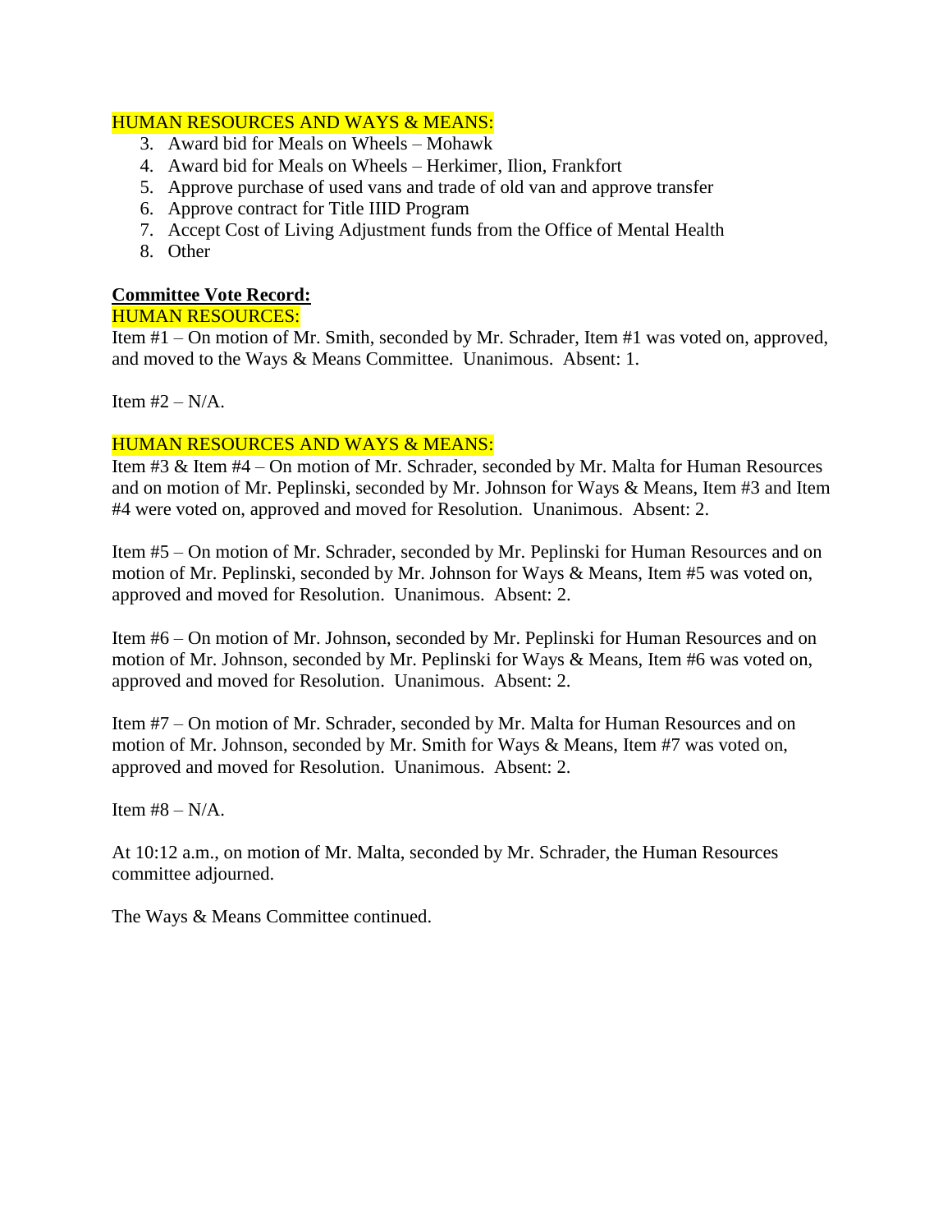HUMAN RESOURCES AND WAYS & MEANS:

3. Award bid for Meals on Wheels – Mohawk
4. Award bid for Meals on Wheels – Herkimer, Ilion, Frankfort
5. Approve purchase of used vans and trade of old van and approve transfer
6. Approve contract for Title IIID Program
7. Accept Cost of Living Adjustment funds from the Office of Mental Health
8. Other

**Committee Vote Record:**

HUMAN RESOURCES:

Item #1 – On motion of Mr. Smith, seconded by Mr. Schrader, Item #1 was voted on, approved, and moved to the Ways & Means Committee. Unanimous. Absent: 1.

Item #2 – N/A.

HUMAN RESOURCES AND WAYS & MEANS:

Item #3 & Item #4 – On motion of Mr. Schrader, seconded by Mr. Malta for Human Resources and on motion of Mr. Peplinski, seconded by Mr. Johnson for Ways & Means, Item #3 and Item #4 were voted on, approved and moved for Resolution. Unanimous. Absent: 2.

Item #5 – On motion of Mr. Schrader, seconded by Mr. Peplinski for Human Resources and on motion of Mr. Peplinski, seconded by Mr. Johnson for Ways & Means, Item #5 was voted on, approved and moved for Resolution. Unanimous. Absent: 2.

Item #6 – On motion of Mr. Johnson, seconded by Mr. Peplinski for Human Resources and on motion of Mr. Johnson, seconded by Mr. Peplinski for Ways & Means, Item #6 was voted on, approved and moved for Resolution. Unanimous. Absent: 2.

Item #7 – On motion of Mr. Schrader, seconded by Mr. Malta for Human Resources and on motion of Mr. Johnson, seconded by Mr. Smith for Ways & Means, Item #7 was voted on, approved and moved for Resolution. Unanimous. Absent: 2.

Item #8 – N/A.

At 10:12 a.m., on motion of Mr. Malta, seconded by Mr. Schrader, the Human Resources committee adjourned.

The Ways & Means Committee continued.